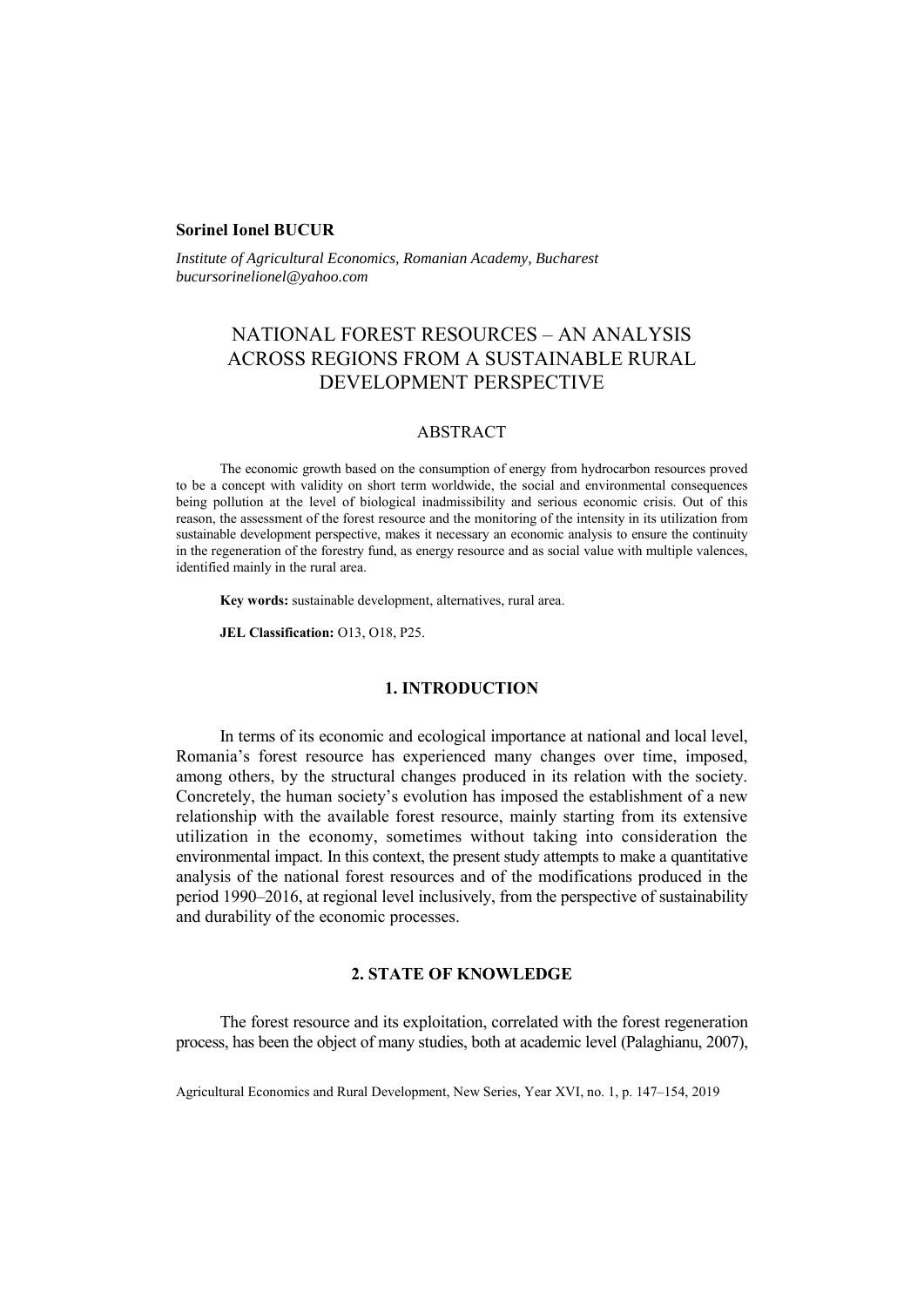**Sorinel Ionel BUCUR**

*Institute of Agricultural Economics, Romanian Academy, Bucharest*
*bucursorinelionel@yahoo.com*

# NATIONAL FOREST RESOURCES – AN ANALYSIS ACROSS REGIONS FROM A SUSTAINABLE RURAL DEVELOPMENT PERSPECTIVE

## ABSTRACT

The economic growth based on the consumption of energy from hydrocarbon resources proved to be a concept with validity on short term worldwide, the social and environmental consequences being pollution at the level of biological inadmissibility and serious economic crisis. Out of this reason, the assessment of the forest resource and the monitoring of the intensity in its utilization from sustainable development perspective, makes it necessary an economic analysis to ensure the continuity in the regeneration of the forestry fund, as energy resource and as social value with multiple valences, identified mainly in the rural area.

**Key words:** sustainable development, alternatives, rural area.

**JEL Classification:** O13, O18, P25.

## 1. INTRODUCTION

In terms of its economic and ecological importance at national and local level, Romania's forest resource has experienced many changes over time, imposed, among others, by the structural changes produced in its relation with the society. Concretely, the human society's evolution has imposed the establishment of a new relationship with the available forest resource, mainly starting from its extensive utilization in the economy, sometimes without taking into consideration the environmental impact. In this context, the present study attempts to make a quantitative analysis of the national forest resources and of the modifications produced in the period 1990–2016, at regional level inclusively, from the perspective of sustainability and durability of the economic processes.

## 2. STATE OF KNOWLEDGE

The forest resource and its exploitation, correlated with the forest regeneration process, has been the object of many studies, both at academic level (Palaghianu, 2007),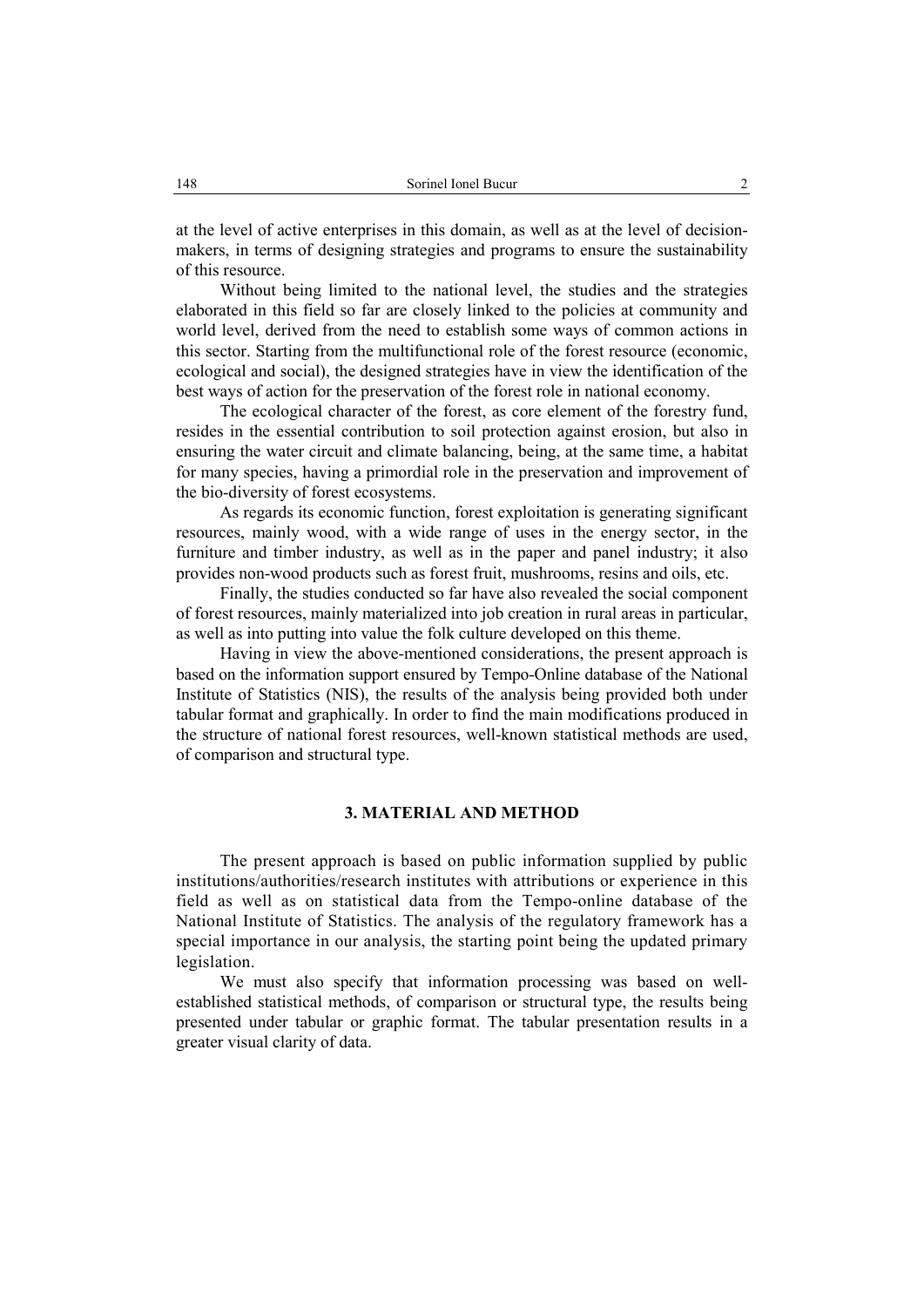at the level of active enterprises in this domain, as well as at the level of decision-makers, in terms of designing strategies and programs to ensure the sustainability of this resource.

Without being limited to the national level, the studies and the strategies elaborated in this field so far are closely linked to the policies at community and world level, derived from the need to establish some ways of common actions in this sector. Starting from the multifunctional role of the forest resource (economic, ecological and social), the designed strategies have in view the identification of the best ways of action for the preservation of the forest role in national economy.

The ecological character of the forest, as core element of the forestry fund, resides in the essential contribution to soil protection against erosion, but also in ensuring the water circuit and climate balancing, being, at the same time, a habitat for many species, having a primordial role in the preservation and improvement of the bio-diversity of forest ecosystems.

As regards its economic function, forest exploitation is generating significant resources, mainly wood, with a wide range of uses in the energy sector, in the furniture and timber industry, as well as in the paper and panel industry; it also provides non-wood products such as forest fruit, mushrooms, resins and oils, etc.

Finally, the studies conducted so far have also revealed the social component of forest resources, mainly materialized into job creation in rural areas in particular, as well as into putting into value the folk culture developed on this theme.

Having in view the above-mentioned considerations, the present approach is based on the information support ensured by Tempo-Online database of the National Institute of Statistics (NIS), the results of the analysis being provided both under tabular format and graphically. In order to find the main modifications produced in the structure of national forest resources, well-known statistical methods are used, of comparison and structural type.

## 3. MATERIAL AND METHOD

The present approach is based on public information supplied by public institutions/authorities/research institutes with attributions or experience in this field as well as on statistical data from the Tempo-online database of the National Institute of Statistics. The analysis of the regulatory framework has a special importance in our analysis, the starting point being the updated primary legislation.

We must also specify that information processing was based on well-established statistical methods, of comparison or structural type, the results being presented under tabular or graphic format. The tabular presentation results in a greater visual clarity of data.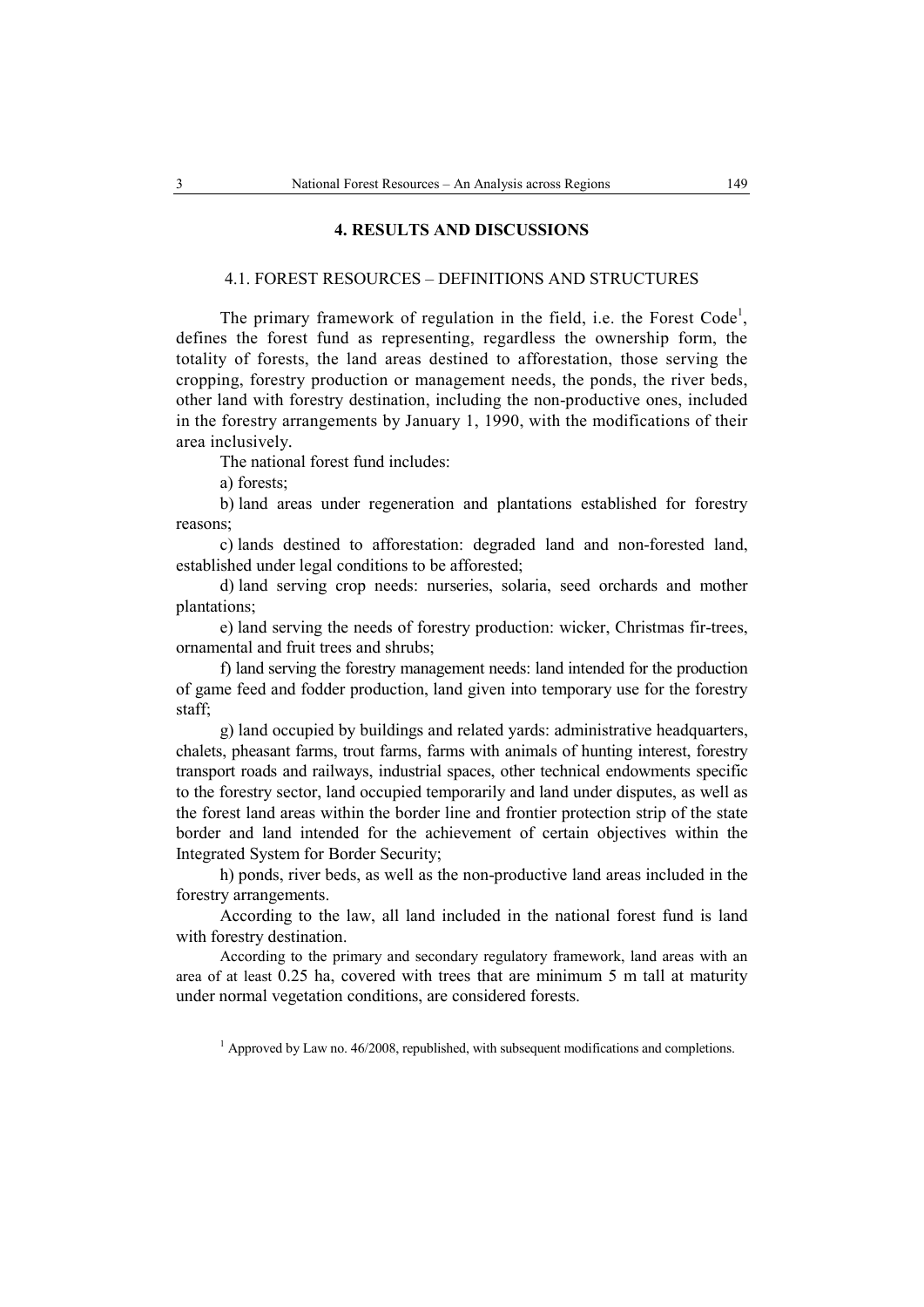## 4. RESULTS AND DISCUSSIONS

### 4.1. FOREST RESOURCES – DEFINITIONS AND STRUCTURES

The primary framework of regulation in the field, i.e. the Forest Code[1], defines the forest fund as representing, regardless the ownership form, the totality of forests, the land areas destined to afforestation, those serving the cropping, forestry production or management needs, the ponds, the river beds, other land with forestry destination, including the non-productive ones, included in the forestry arrangements by January 1, 1990, with the modifications of their area inclusively.

The national forest fund includes:

a) forests;

b) land areas under regeneration and plantations established for forestry reasons;

c) lands destined to afforestation: degraded land and non-forested land, established under legal conditions to be afforested;

d) land serving crop needs: nurseries, solaria, seed orchards and mother plantations;

e) land serving the needs of forestry production: wicker, Christmas fir-trees, ornamental and fruit trees and shrubs;

f) land serving the forestry management needs: land intended for the production of game feed and fodder production, land given into temporary use for the forestry staff;

g) land occupied by buildings and related yards: administrative headquarters, chalets, pheasant farms, trout farms, farms with animals of hunting interest, forestry transport roads and railways, industrial spaces, other technical endowments specific to the forestry sector, land occupied temporarily and land under disputes, as well as the forest land areas within the border line and frontier protection strip of the state border and land intended for the achievement of certain objectives within the Integrated System for Border Security;

h) ponds, river beds, as well as the non-productive land areas included in the forestry arrangements.

According to the law, all land included in the national forest fund is land with forestry destination.

According to the primary and secondary regulatory framework, land areas with an area of at least 0.25 ha, covered with trees that are minimum 5 m tall at maturity under normal vegetation conditions, are considered forests.

[1] Approved by Law no. 46/2008, republished, with subsequent modifications and completions.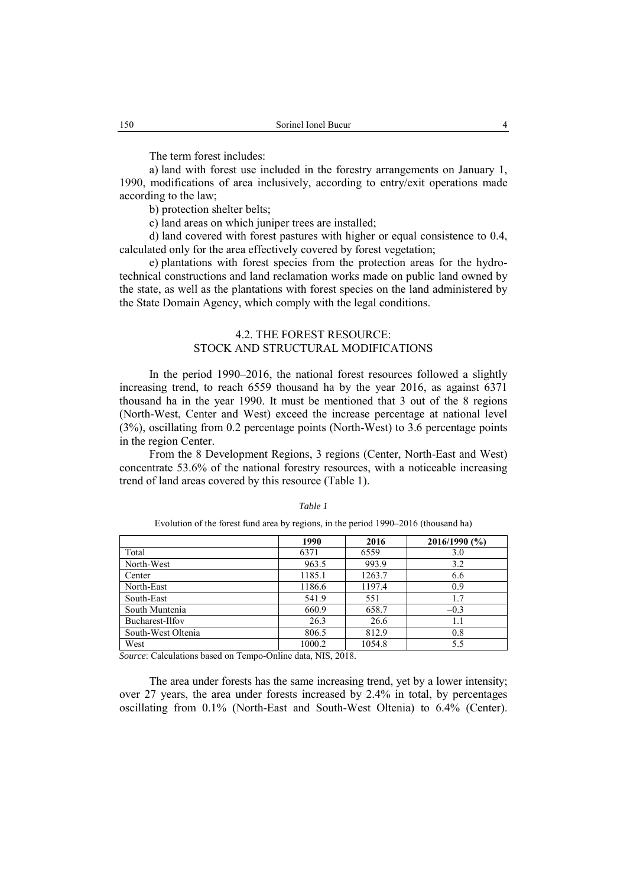The term forest includes:

a) land with forest use included in the forestry arrangements on January 1, 1990, modifications of area inclusively, according to entry/exit operations made according to the law;

b) protection shelter belts;

c) land areas on which juniper trees are installed;

d) land covered with forest pastures with higher or equal consistence to 0.4, calculated only for the area effectively covered by forest vegetation;

e) plantations with forest species from the protection areas for the hydro-technical constructions and land reclamation works made on public land owned by the state, as well as the plantations with forest species on the land administered by the State Domain Agency, which comply with the legal conditions.

## 4.2. THE FOREST RESOURCE: STOCK AND STRUCTURAL MODIFICATIONS

In the period 1990–2016, the national forest resources followed a slightly increasing trend, to reach 6559 thousand ha by the year 2016, as against 6371 thousand ha in the year 1990. It must be mentioned that 3 out of the 8 regions (North-West, Center and West) exceed the increase percentage at national level (3%), oscillating from 0.2 percentage points (North-West) to 3.6 percentage points in the region Center.

From the 8 Development Regions, 3 regions (Center, North-East and West) concentrate 53.6% of the national forestry resources, with a noticeable increasing trend of land areas covered by this resource (Table 1).

*Table 1*

Evolution of the forest fund area by regions, in the period 1990–2016 (thousand ha)

| | 1990 | 2016 | 2016/1990 (%) |
|---|---|---|---|
| Total | 6371 | 6559 | 3.0 |
| North-West | 963.5 | 993.9 | 3.2 |
| Center | 1185.1 | 1263.7 | 6.6 |
| North-East | 1186.6 | 1197.4 | 0.9 |
| South-East | 541.9 | 551 | 1.7 |
| South Muntenia | 660.9 | 658.7 | –0.3 |
| Bucharest-Ilfov | 26.3 | 26.6 | 1.1 |
| South-West Oltenia | 806.5 | 812.9 | 0.8 |
| West | 1000.2 | 1054.8 | 5.5 |

*Source*: Calculations based on Tempo-Online data, NIS, 2018.

The area under forests has the same increasing trend, yet by a lower intensity; over 27 years, the area under forests increased by 2.4% in total, by percentages oscillating from 0.1% (North-East and South-West Oltenia) to 6.4% (Center).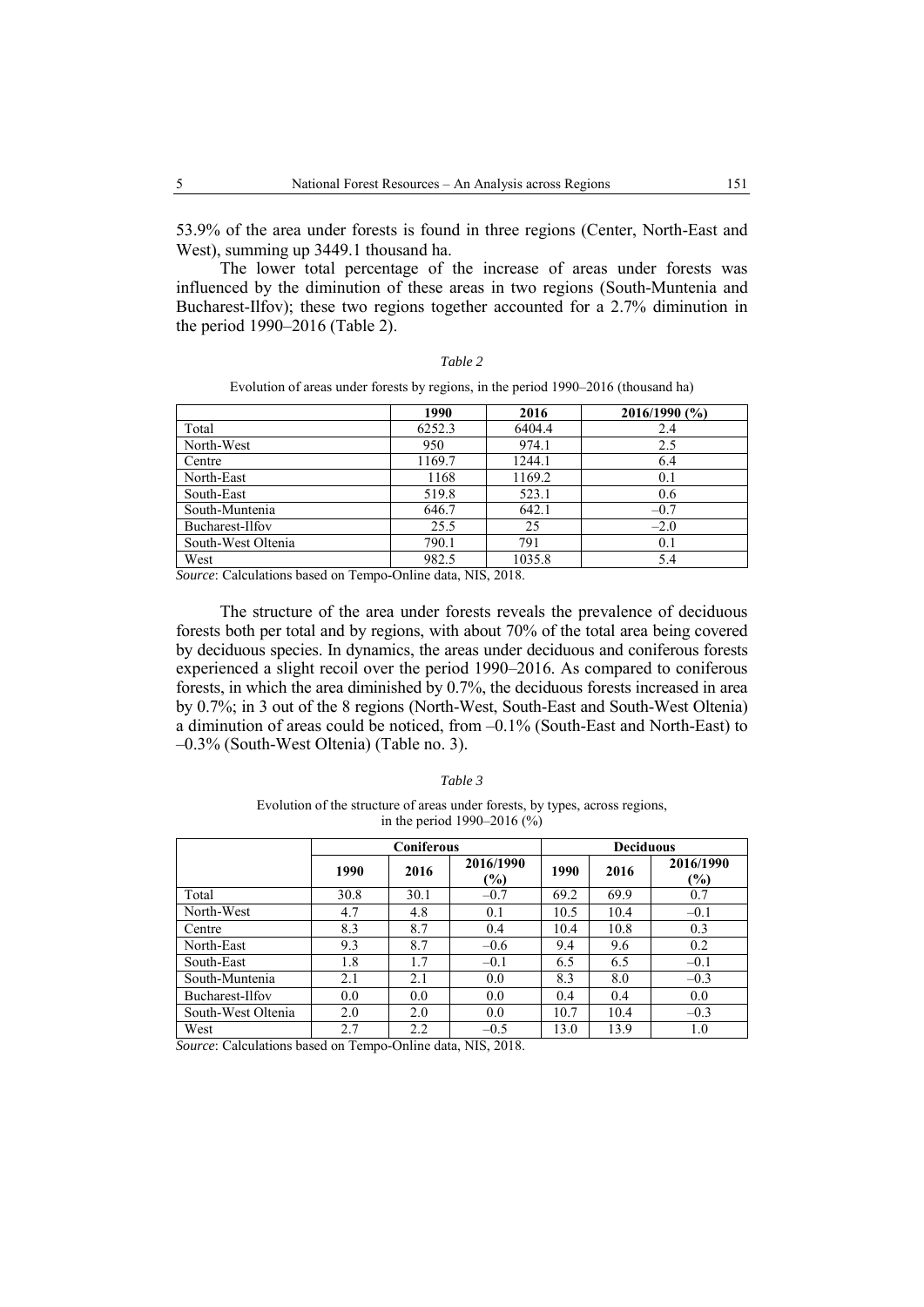53.9% of the area under forests is found in three regions (Center, North-East and West), summing up 3449.1 thousand ha.

The lower total percentage of the increase of areas under forests was influenced by the diminution of these areas in two regions (South-Muntenia and Bucharest-Ilfov); these two regions together accounted for a 2.7% diminution in the period 1990–2016 (Table 2).

*Table 2*

Evolution of areas under forests by regions, in the period 1990–2016 (thousand ha)

| | 1990 | 2016 | 2016/1990 (%) |
|---|---|---|---|
| Total | 6252.3 | 6404.4 | 2.4 |
| North-West | 950 | 974.1 | 2.5 |
| Centre | 1169.7 | 1244.1 | 6.4 |
| North-East | 1168 | 1169.2 | 0.1 |
| South-East | 519.8 | 523.1 | 0.6 |
| South-Muntenia | 646.7 | 642.1 | –0.7 |
| Bucharest-Ilfov | 25.5 | 25 | –2.0 |
| South-West Oltenia | 790.1 | 791 | 0.1 |
| West | 982.5 | 1035.8 | 5.4 |

*Source*: Calculations based on Tempo-Online data, NIS, 2018.

The structure of the area under forests reveals the prevalence of deciduous forests both per total and by regions, with about 70% of the total area being covered by deciduous species. In dynamics, the areas under deciduous and coniferous forests experienced a slight recoil over the period 1990–2016. As compared to coniferous forests, in which the area diminished by 0.7%, the deciduous forests increased in area by 0.7%; in 3 out of the 8 regions (North-West, South-East and South-West Oltenia) a diminution of areas could be noticed, from –0.1% (South-East and North-East) to –0.3% (South-West Oltenia) (Table no. 3).

*Table 3*

Evolution of the structure of areas under forests, by types, across regions, in the period 1990–2016 (%)

| | Coniferous | | | Deciduous | | |
|---|---|---|---|---|---|---|
| | 1990 | 2016 | 2016/1990 (%) | 1990 | 2016 | 2016/1990 (%) |
| Total | 30.8 | 30.1 | –0.7 | 69.2 | 69.9 | 0.7 |
| North-West | 4.7 | 4.8 | 0.1 | 10.5 | 10.4 | –0.1 |
| Centre | 8.3 | 8.7 | 0.4 | 10.4 | 10.8 | 0.3 |
| North-East | 9.3 | 8.7 | –0.6 | 9.4 | 9.6 | 0.2 |
| South-East | 1.8 | 1.7 | –0.1 | 6.5 | 6.5 | –0.1 |
| South-Muntenia | 2.1 | 2.1 | 0.0 | 8.3 | 8.0 | –0.3 |
| Bucharest-Ilfov | 0.0 | 0.0 | 0.0 | 0.4 | 0.4 | 0.0 |
| South-West Oltenia | 2.0 | 2.0 | 0.0 | 10.7 | 10.4 | –0.3 |
| West | 2.7 | 2.2 | –0.5 | 13.0 | 13.9 | 1.0 |

*Source*: Calculations based on Tempo-Online data, NIS, 2018.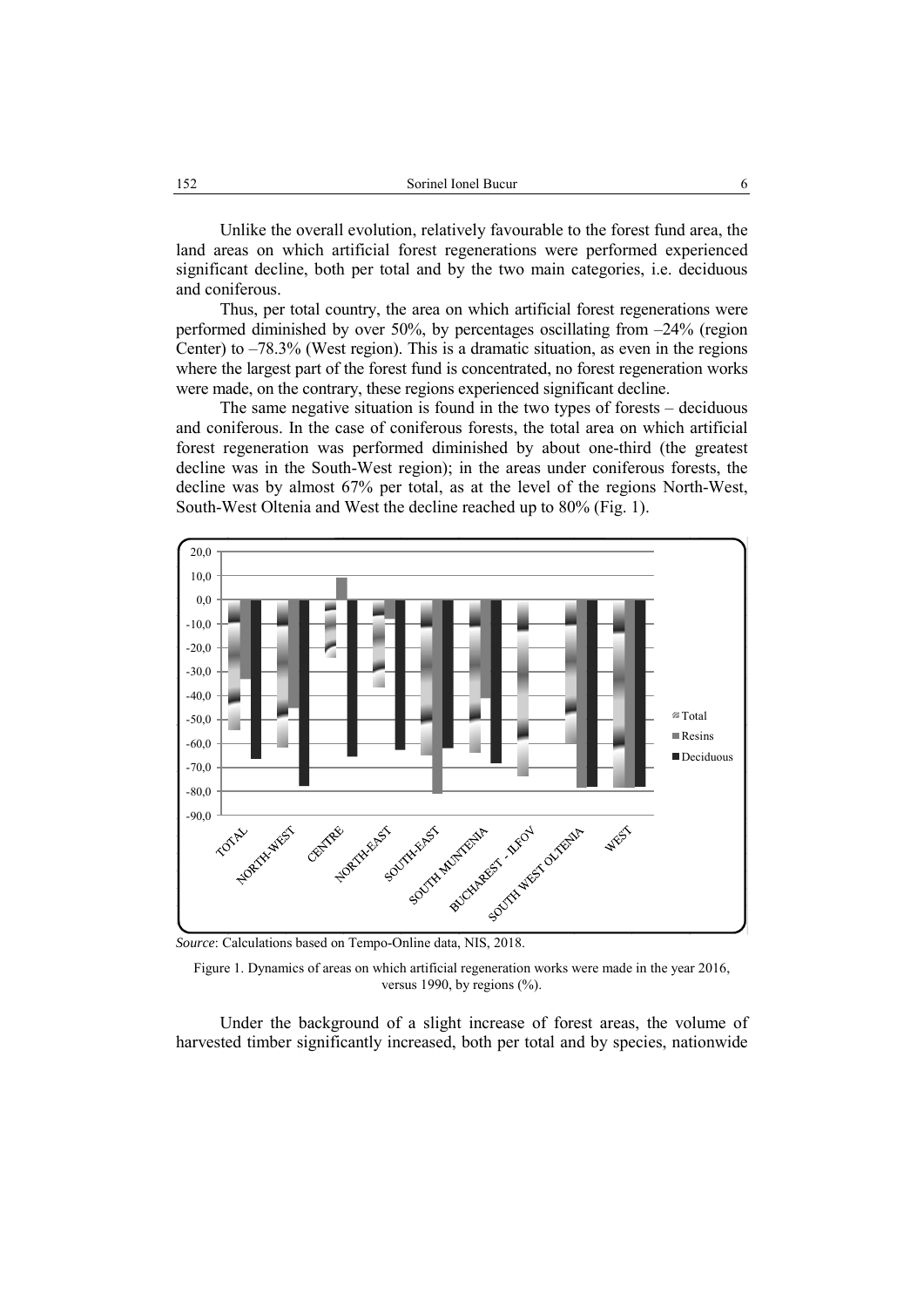Unlike the overall evolution, relatively favourable to the forest fund area, the land areas on which artificial forest regenerations were performed experienced significant decline, both per total and by the two main categories, i.e. deciduous and coniferous.

Thus, per total country, the area on which artificial forest regenerations were performed diminished by over 50%, by percentages oscillating from –24% (region Center) to –78.3% (West region). This is a dramatic situation, as even in the regions where the largest part of the forest fund is concentrated, no forest regeneration works were made, on the contrary, these regions experienced significant decline.

The same negative situation is found in the two types of forests – deciduous and coniferous. In the case of coniferous forests, the total area on which artificial forest regeneration was performed diminished by about one-third (the greatest decline was in the South-West region); in the areas under coniferous forests, the decline was by almost 67% per total, as at the level of the regions North-West, South-West Oltenia and West the decline reached up to 80% (Fig. 1).

*Source*: Calculations based on Tempo-Online data, NIS, 2018.

Figure 1. Dynamics of areas on which artificial regeneration works were made in the year 2016, versus 1990, by regions (%).

Under the background of a slight increase of forest areas, the volume of harvested timber significantly increased, both per total and by species, nationwide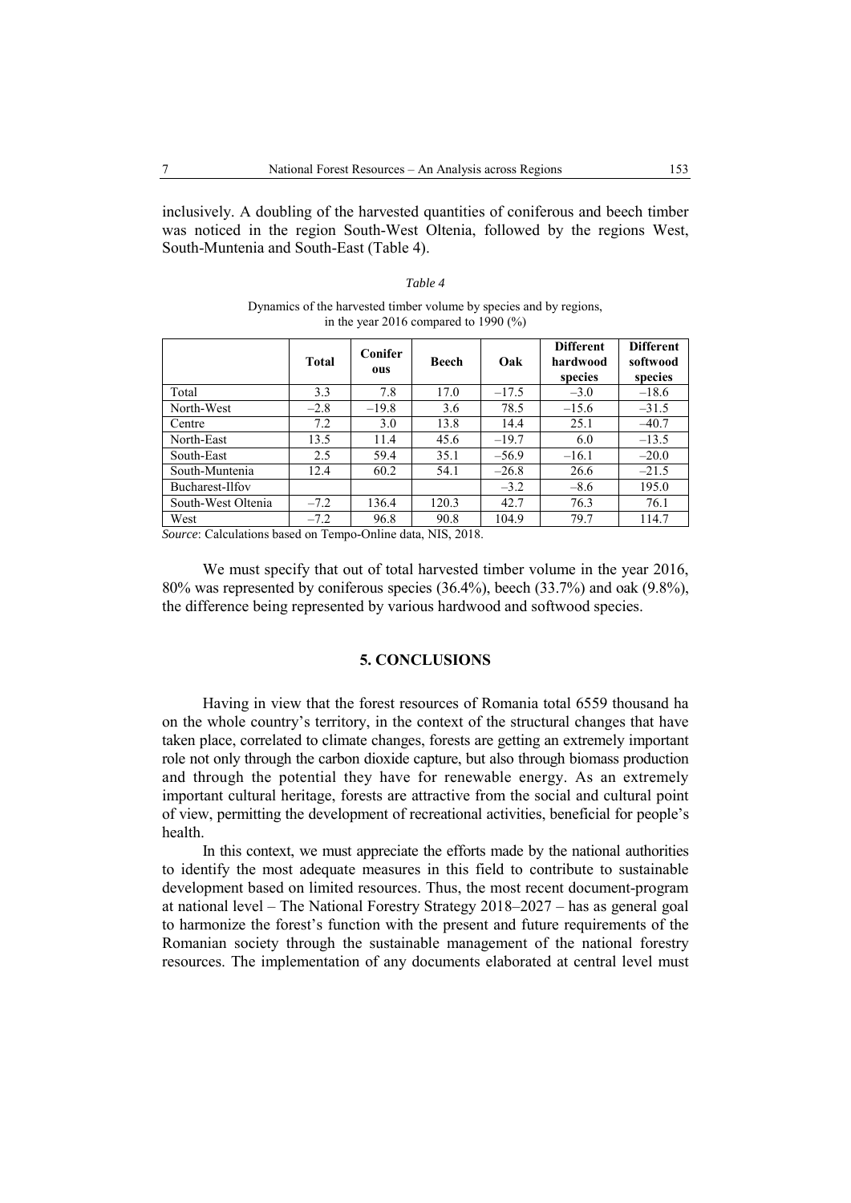inclusively. A doubling of the harvested quantities of coniferous and beech timber was noticed in the region South-West Oltenia, followed by the regions West, South-Muntenia and South-East (Table 4).

*Table 4*

Dynamics of the harvested timber volume by species and by regions, in the year 2016 compared to 1990 (%)

| | **Total** | **Coniferous** | **Beech** | **Oak** | **Different hardwood species** | **Different softwood species** |
|---|---|---|---|---|---|---|
| Total | 3.3 | 7.8 | 17.0 | –17.5 | –3.0 | –18.6 |
| North-West | –2.8 | –19.8 | 3.6 | 78.5 | –15.6 | –31.5 |
| Centre | 7.2 | 3.0 | 13.8 | 14.4 | 25.1 | –40.7 |
| North-East | 13.5 | 11.4 | 45.6 | –19.7 | 6.0 | –13.5 |
| South-East | 2.5 | 59.4 | 35.1 | –56.9 | –16.1 | –20.0 |
| South-Muntenia | 12.4 | 60.2 | 54.1 | –26.8 | 26.6 | –21.5 |
| Bucharest-Ilfov | | | | –3.2 | –8.6 | 195.0 |
| South-West Oltenia | –7.2 | 136.4 | 120.3 | 42.7 | 76.3 | 76.1 |
| West | –7.2 | 96.8 | 90.8 | 104.9 | 79.7 | 114.7 |

*Source*: Calculations based on Tempo-Online data, NIS, 2018.

We must specify that out of total harvested timber volume in the year 2016, 80% was represented by coniferous species (36.4%), beech (33.7%) and oak (9.8%), the difference being represented by various hardwood and softwood species.

## 5. CONCLUSIONS

Having in view that the forest resources of Romania total 6559 thousand ha on the whole country's territory, in the context of the structural changes that have taken place, correlated to climate changes, forests are getting an extremely important role not only through the carbon dioxide capture, but also through biomass production and through the potential they have for renewable energy. As an extremely important cultural heritage, forests are attractive from the social and cultural point of view, permitting the development of recreational activities, beneficial for people's health.

In this context, we must appreciate the efforts made by the national authorities to identify the most adequate measures in this field to contribute to sustainable development based on limited resources. Thus, the most recent document-program at national level – The National Forestry Strategy 2018–2027 – has as general goal to harmonize the forest's function with the present and future requirements of the Romanian society through the sustainable management of the national forestry resources. The implementation of any documents elaborated at central level must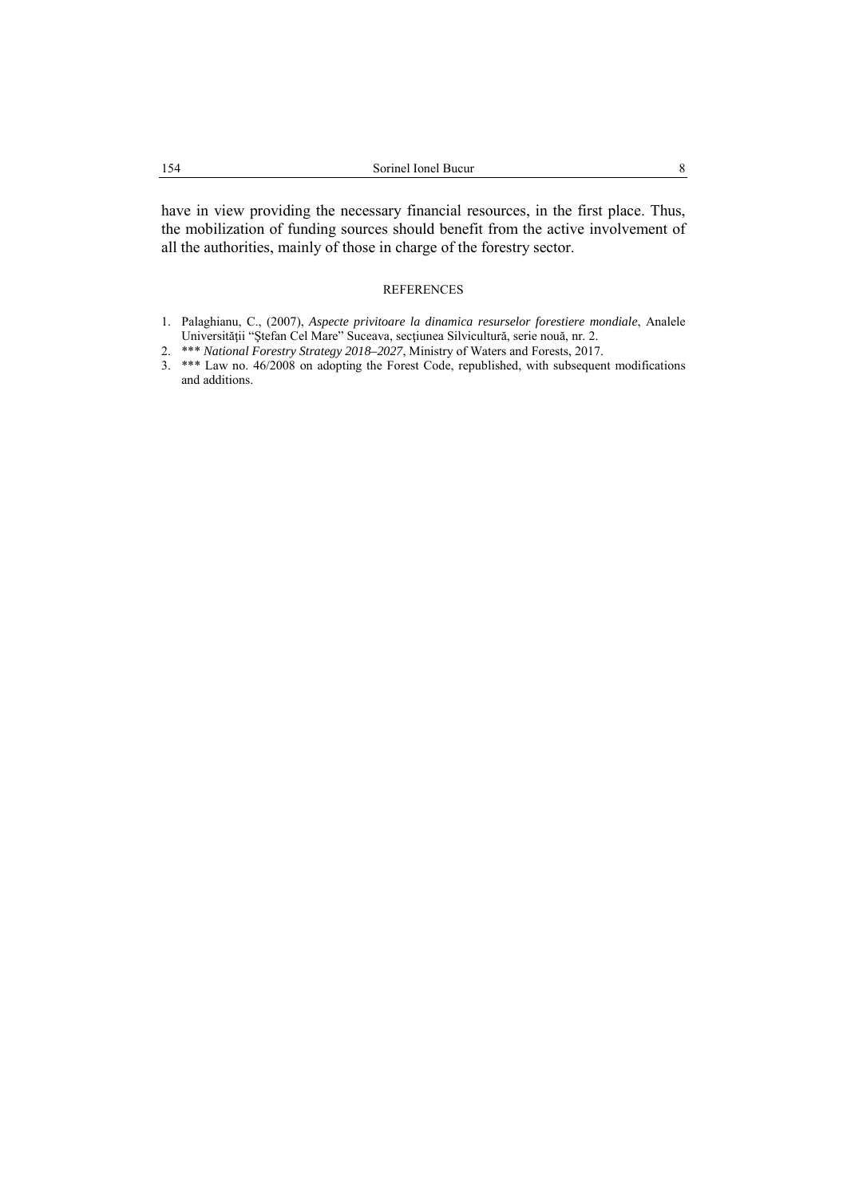have in view providing the necessary financial resources, in the first place. Thus, the mobilization of funding sources should benefit from the active involvement of all the authorities, mainly of those in charge of the forestry sector.

## REFERENCES

1. Palaghianu, C., (2007), *Aspecte privitoare la dinamica resurselor forestiere mondiale*, Analele Universităţii "Ştefan Cel Mare" Suceava, secţiunea Silvicultură, serie nouă, nr. 2.
2. *** *National Forestry Strategy 2018–2027*, Ministry of Waters and Forests, 2017.
3. *** Law no. 46/2008 on adopting the Forest Code, republished, with subsequent modifications and additions.